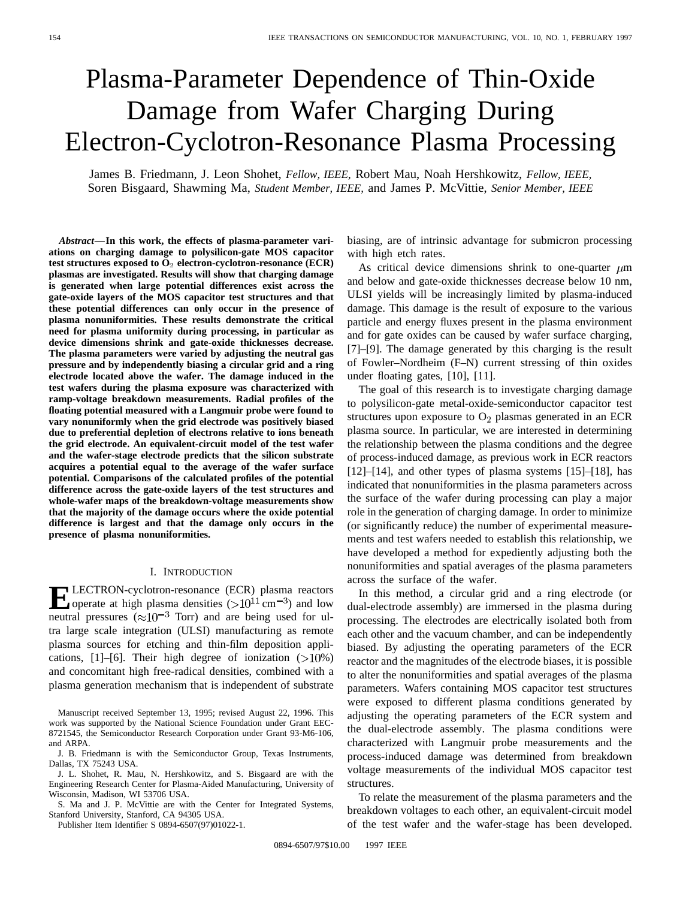# Plasma-Parameter Dependence of Thin-Oxide Damage from Wafer Charging During Electron-Cyclotron-Resonance Plasma Processing

James B. Friedmann, J. Leon Shohet, *Fellow, IEEE,* Robert Mau, Noah Hershkowitz, *Fellow, IEEE,* Soren Bisgaard, Shawming Ma, *Student Member, IEEE,* and James P. McVittie, *Senior Member, IEEE*

***Abstract*—In this work, the effects of plasma-parameter variations on charging damage to polysilicon-gate MOS capacitor test structures exposed to $O_2$ electron-cyclotron-resonance (ECR) plasmas are investigated. Results will show that charging damage is generated when large potential differences exist across the gate-oxide layers of the MOS capacitor test structures and that these potential differences can only occur in the presence of plasma nonuniformities. These results demonstrate the critical need for plasma uniformity during processing, in particular as device dimensions shrink and gate-oxide thicknesses decrease. The plasma parameters were varied by adjusting the neutral gas pressure and by independently biasing a circular grid and a ring electrode located above the wafer. The damage induced in the test wafers during the plasma exposure was characterized with ramp-voltage breakdown measurements. Radial profiles of the floating potential measured with a Langmuir probe were found to vary nonuniformly when the grid electrode was positively biased due to preferential depletion of electrons relative to ions beneath the grid electrode. An equivalent-circuit model of the test wafer and the wafer-stage electrode predicts that the silicon substrate acquires a potential equal to the average of the wafer surface potential. Comparisons of the calculated profiles of the potential difference across the gate-oxide layers of the test structures and whole-wafer maps of the breakdown-voltage measurements show that the majority of the damage occurs where the oxide potential difference is largest and that the damage only occurs in the presence of plasma nonuniformities.**

## I. Introduction

Electron-cyclotron-resonance (ECR) plasma reactors operate at high plasma densities ($>10^{11}$ cm$^{-3}$) and low neutral pressures ($\approx 10^{-3}$ Torr) and are being used for ultra large scale integration (ULSI) manufacturing as remote plasma sources for etching and thin-film deposition applications, [1]–[6]. Their high degree of ionization ($>10\%$) and concomitant high free-radical densities, combined with a plasma generation mechanism that is independent of substrate biasing, are of intrinsic advantage for submicron processing with high etch rates.

As critical device dimensions shrink to one-quarter $\mu$m and below and gate-oxide thicknesses decrease below 10 nm, ULSI yields will be increasingly limited by plasma-induced damage. This damage is the result of exposure to the various particle and energy fluxes present in the plasma environment and for gate oxides can be caused by wafer surface charging, [7]–[9]. The damage generated by this charging is the result of Fowler–Nordheim (F–N) current stressing of thin oxides under floating gates, [10], [11].

The goal of this research is to investigate charging damage to polysilicon-gate metal-oxide-semiconductor capacitor test structures upon exposure to $O_2$ plasmas generated in an ECR plasma source. In particular, we are interested in determining the relationship between the plasma conditions and the degree of process-induced damage, as previous work in ECR reactors [12]–[14], and other types of plasma systems [15]–[18], has indicated that nonuniformities in the plasma parameters across the surface of the wafer during processing can play a major role in the generation of charging damage. In order to minimize (or significantly reduce) the number of experimental measurements and test wafers needed to establish this relationship, we have developed a method for expediently adjusting both the nonuniformities and spatial averages of the plasma parameters across the surface of the wafer.

In this method, a circular grid and a ring electrode (or dual-electrode assembly) are immersed in the plasma during processing. The electrodes are electrically isolated both from each other and the vacuum chamber, and can be independently biased. By adjusting the operating parameters of the ECR reactor and the magnitudes of the electrode biases, it is possible to alter the nonuniformities and spatial averages of the plasma parameters. Wafers containing MOS capacitor test structures were exposed to different plasma conditions generated by adjusting the operating parameters of the ECR system and the dual-electrode assembly. The plasma conditions were characterized with Langmuir probe measurements and the process-induced damage was determined from breakdown voltage measurements of the individual MOS capacitor test structures.

To relate the measurement of the plasma parameters and the breakdown voltages to each other, an equivalent-circuit model of the test wafer and the wafer-stage has been developed.

Manuscript received September 13, 1995; revised August 22, 1996. This work was supported by the National Science Foundation under Grant EEC-8721545, the Semiconductor Research Corporation under Grant 93-M6-106, and ARPA.

J. B. Friedmann is with the Semiconductor Group, Texas Instruments, Dallas, TX 75243 USA.

J. L. Shohet, R. Mau, N. Hershkowitz, and S. Bisgaard are with the Engineering Research Center for Plasma-Aided Manufacturing, University of Wisconsin, Madison, WI 53706 USA.

S. Ma and J. P. McVittie are with the Center for Integrated Systems, Stanford University, Stanford, CA 94305 USA.

Publisher Item Identifier S 0894-6507(97)01022-1.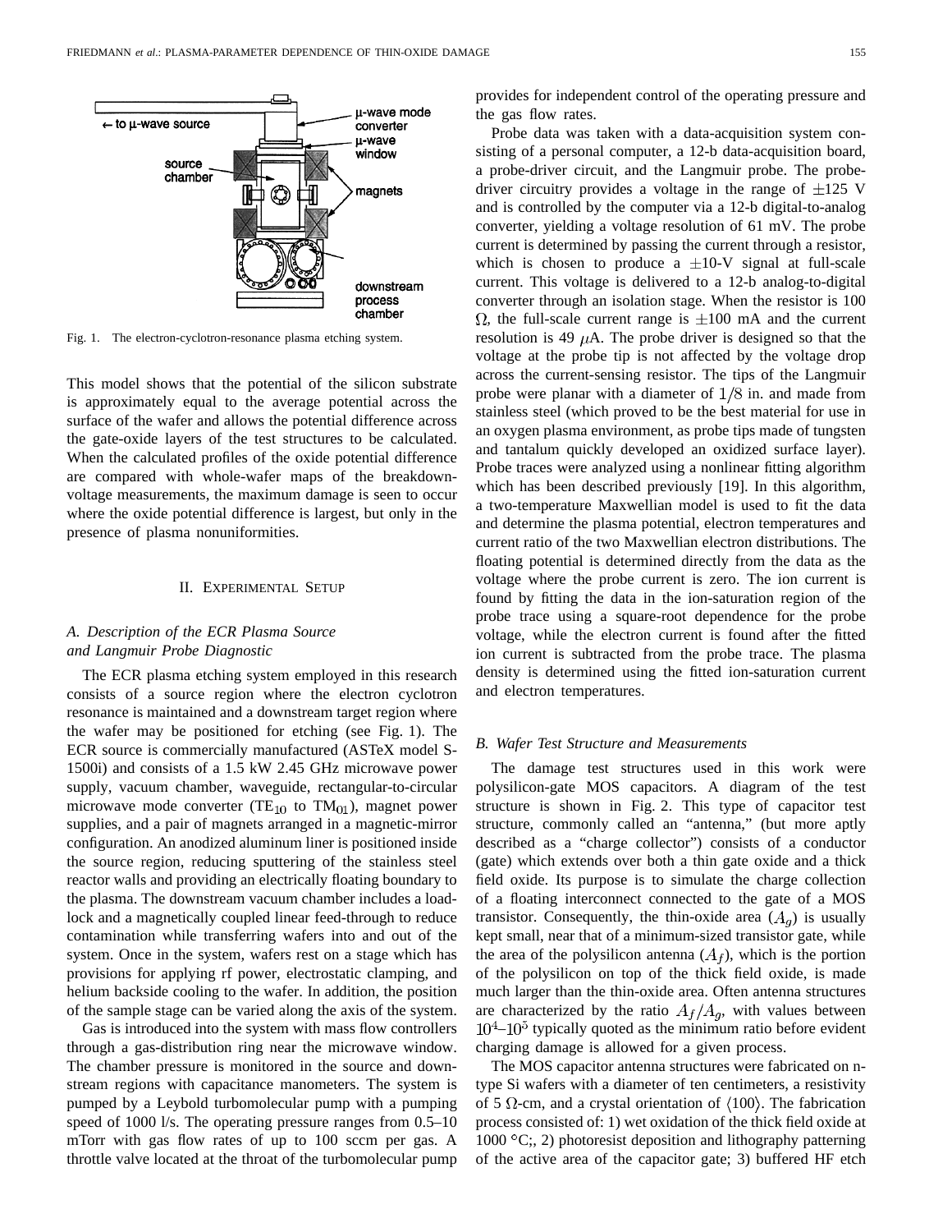Fig. 1. The electron-cyclotron-resonance plasma etching system.

This model shows that the potential of the silicon substrate is approximately equal to the average potential across the surface of the wafer and allows the potential difference across the gate-oxide layers of the test structures to be calculated. When the calculated profiles of the oxide potential difference are compared with whole-wafer maps of the breakdown-voltage measurements, the maximum damage is seen to occur where the oxide potential difference is largest, but only in the presence of plasma nonuniformities.

## II. Experimental Setup

### *A. Description of the ECR Plasma Source and Langmuir Probe Diagnostic*

The ECR plasma etching system employed in this research consists of a source region where the electron cyclotron resonance is maintained and a downstream target region where the wafer may be positioned for etching (see Fig. 1). The ECR source is commercially manufactured (ASTeX model S-1500i) and consists of a 1.5 kW 2.45 GHz microwave power supply, vacuum chamber, waveguide, rectangular-to-circular microwave mode converter ($TE_{10}$ to $TM_{01}$), magnet power supplies, and a pair of magnets arranged in a magnetic-mirror configuration. An anodized aluminum liner is positioned inside the source region, reducing sputtering of the stainless steel reactor walls and providing an electrically floating boundary to the plasma. The downstream vacuum chamber includes a load-lock and a magnetically coupled linear feed-through to reduce contamination while transferring wafers into and out of the system. Once in the system, wafers rest on a stage which has provisions for applying rf power, electrostatic clamping, and helium backside cooling to the wafer. In addition, the position of the sample stage can be varied along the axis of the system.

Gas is introduced into the system with mass flow controllers through a gas-distribution ring near the microwave window. The chamber pressure is monitored in the source and downstream regions with capacitance manometers. The system is pumped by a Leybold turbomolecular pump with a pumping speed of 1000 l/s. The operating pressure ranges from 0.5–10 mTorr with gas flow rates of up to 100 sccm per gas. A throttle valve located at the throat of the turbomolecular pump provides for independent control of the operating pressure and the gas flow rates.

Probe data was taken with a data-acquisition system consisting of a personal computer, a 12-b data-acquisition board, a probe-driver circuit, and the Langmuir probe. The probe-driver circuitry provides a voltage in the range of $\pm 125$ V and is controlled by the computer via a 12-b digital-to-analog converter, yielding a voltage resolution of 61 mV. The probe current is determined by passing the current through a resistor, which is chosen to produce a $\pm 10$-V signal at full-scale current. This voltage is delivered to a 12-b analog-to-digital converter through an isolation stage. When the resistor is 100 $\Omega$, the full-scale current range is $\pm 100$ mA and the current resolution is 49 $\mu$A. The probe driver is designed so that the voltage at the probe tip is not affected by the voltage drop across the current-sensing resistor. The tips of the Langmuir probe were planar with a diameter of $1/8$ in. and made from stainless steel (which proved to be the best material for use in an oxygen plasma environment, as probe tips made of tungsten and tantalum quickly developed an oxidized surface layer). Probe traces were analyzed using a nonlinear fitting algorithm which has been described previously [19]. In this algorithm, a two-temperature Maxwellian model is used to fit the data and determine the plasma potential, electron temperatures and current ratio of the two Maxwellian electron distributions. The floating potential is determined directly from the data as the voltage where the probe current is zero. The ion current is found by fitting the data in the ion-saturation region of the probe trace using a square-root dependence for the probe voltage, while the electron current is found after the fitted ion current is subtracted from the probe trace. The plasma density is determined using the fitted ion-saturation current and electron temperatures.

### *B. Wafer Test Structure and Measurements*

The damage test structures used in this work were polysilicon-gate MOS capacitors. A diagram of the test structure is shown in Fig. 2. This type of capacitor test structure, commonly called an "antenna," (but more aptly described as a "charge collector") consists of a conductor (gate) which extends over both a thin gate oxide and a thick field oxide. Its purpose is to simulate the charge collection of a floating interconnect connected to the gate of a MOS transistor. Consequently, the thin-oxide area ($A_g$) is usually kept small, near that of a minimum-sized transistor gate, while the area of the polysilicon antenna ($A_f$), which is the portion of the polysilicon on top of the thick field oxide, is made much larger than the thin-oxide area. Often antenna structures are characterized by the ratio $A_f/A_g$, with values between $10^4$–$10^5$ typically quoted as the minimum ratio before evident charging damage is allowed for a given process.

The MOS capacitor antenna structures were fabricated on n-type Si wafers with a diameter of ten centimeters, a resistivity of 5 $\Omega$-cm, and a crystal orientation of $\langle 100 \rangle$. The fabrication process consisted of: 1) wet oxidation of the thick field oxide at 1000 °C;, 2) photoresist deposition and lithography patterning of the active area of the capacitor gate; 3) buffered HF etch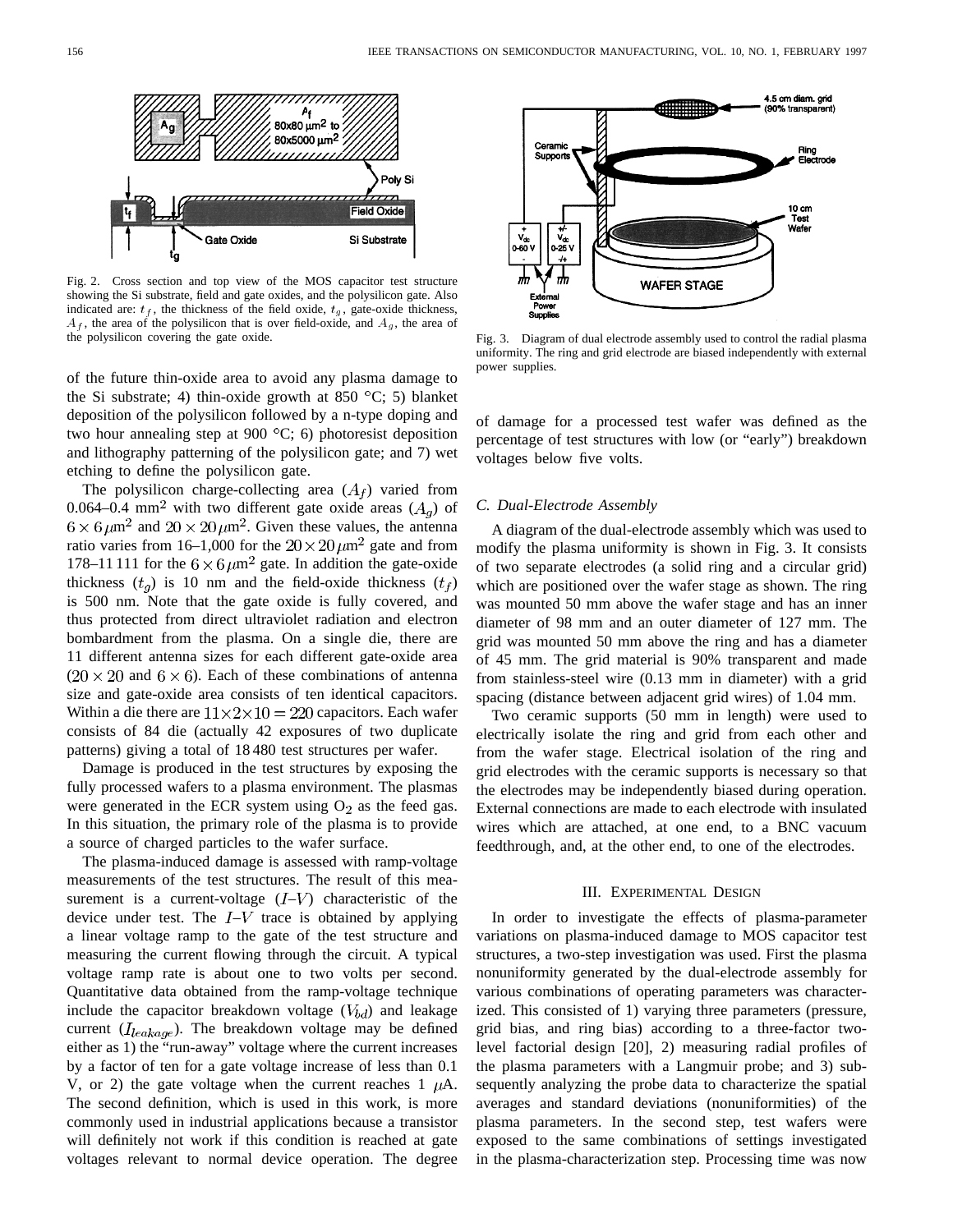Fig. 2. Cross section and top view of the MOS capacitor test structure showing the Si substrate, field and gate oxides, and the polysilicon gate. Also indicated are: $t_f$, the thickness of the field oxide, $t_g$, gate-oxide thickness, $A_f$, the area of the polysilicon that is over field-oxide, and $A_g$, the area of the polysilicon covering the gate oxide.

of the future thin-oxide area to avoid any plasma damage to the Si substrate; 4) thin-oxide growth at 850 °C; 5) blanket deposition of the polysilicon followed by a n-type doping and two hour annealing step at 900 °C; 6) photoresist deposition and lithography patterning of the polysilicon gate; and 7) wet etching to define the polysilicon gate.

The polysilicon charge-collecting area ($A_f$) varied from 0.064–0.4 mm$^2$ with two different gate oxide areas ($A_g$) of $6 \times 6\,\mu$m$^2$ and $20 \times 20\,\mu$m$^2$. Given these values, the antenna ratio varies from 16–1,000 for the $20 \times 20\,\mu$m$^2$ gate and from 178–11 111 for the $6 \times 6\,\mu$m$^2$ gate. In addition the gate-oxide thickness ($t_g$) is 10 nm and the field-oxide thickness ($t_f$) is 500 nm. Note that the gate oxide is fully covered, and thus protected from direct ultraviolet radiation and electron bombardment from the plasma. On a single die, there are 11 different antenna sizes for each different gate-oxide area ($20 \times 20$ and $6 \times 6$). Each of these combinations of antenna size and gate-oxide area consists of ten identical capacitors. Within a die there are $11 \times 2 \times 10 = 220$ capacitors. Each wafer consists of 84 die (actually 42 exposures of two duplicate patterns) giving a total of 18 480 test structures per wafer.

Damage is produced in the test structures by exposing the fully processed wafers to a plasma environment. The plasmas were generated in the ECR system using $O_2$ as the feed gas. In this situation, the primary role of the plasma is to provide a source of charged particles to the wafer surface.

The plasma-induced damage is assessed with ramp-voltage measurements of the test structures. The result of this measurement is a current-voltage ($I$–$V$) characteristic of the device under test. The $I$–$V$ trace is obtained by applying a linear voltage ramp to the gate of the test structure and measuring the current flowing through the circuit. A typical voltage ramp rate is about one to two volts per second. Quantitative data obtained from the ramp-voltage technique include the capacitor breakdown voltage ($V_{bd}$) and leakage current ($I_{leakage}$). The breakdown voltage may be defined either as 1) the "run-away" voltage where the current increases by a factor of ten for a gate voltage increase of less than 0.1 V, or 2) the gate voltage when the current reaches 1 $\mu$A. The second definition, which is used in this work, is more commonly used in industrial applications because a transistor will definitely not work if this condition is reached at gate voltages relevant to normal device operation. The degree of damage for a processed test wafer was defined as the percentage of test structures with low (or "early") breakdown voltages below five volts.

Fig. 3. Diagram of dual electrode assembly used to control the radial plasma uniformity. The ring and grid electrode are biased independently with external power supplies.

### C. Dual-Electrode Assembly

A diagram of the dual-electrode assembly which was used to modify the plasma uniformity is shown in Fig. 3. It consists of two separate electrodes (a solid ring and a circular grid) which are positioned over the wafer stage as shown. The ring was mounted 50 mm above the wafer stage and has an inner diameter of 98 mm and an outer diameter of 127 mm. The grid was mounted 50 mm above the ring and has a diameter of 45 mm. The grid material is 90% transparent and made from stainless-steel wire (0.13 mm in diameter) with a grid spacing (distance between adjacent grid wires) of 1.04 mm.

Two ceramic supports (50 mm in length) were used to electrically isolate the ring and grid from each other and from the wafer stage. Electrical isolation of the ring and grid electrodes with the ceramic supports is necessary so that the electrodes may be independently biased during operation. External connections are made to each electrode with insulated wires which are attached, at one end, to a BNC vacuum feedthrough, and, at the other end, to one of the electrodes.

## III. Experimental Design

In order to investigate the effects of plasma-parameter variations on plasma-induced damage to MOS capacitor test structures, a two-step investigation was used. First the plasma nonuniformity generated by the dual-electrode assembly for various combinations of operating parameters was characterized. This consisted of 1) varying three parameters (pressure, grid bias, and ring bias) according to a three-factor two-level factorial design [20], 2) measuring radial profiles of the plasma parameters with a Langmuir probe; and 3) subsequently analyzing the probe data to characterize the spatial averages and standard deviations (nonuniformities) of the plasma parameters. In the second step, test wafers were exposed to the same combinations of settings investigated in the plasma-characterization step. Processing time was now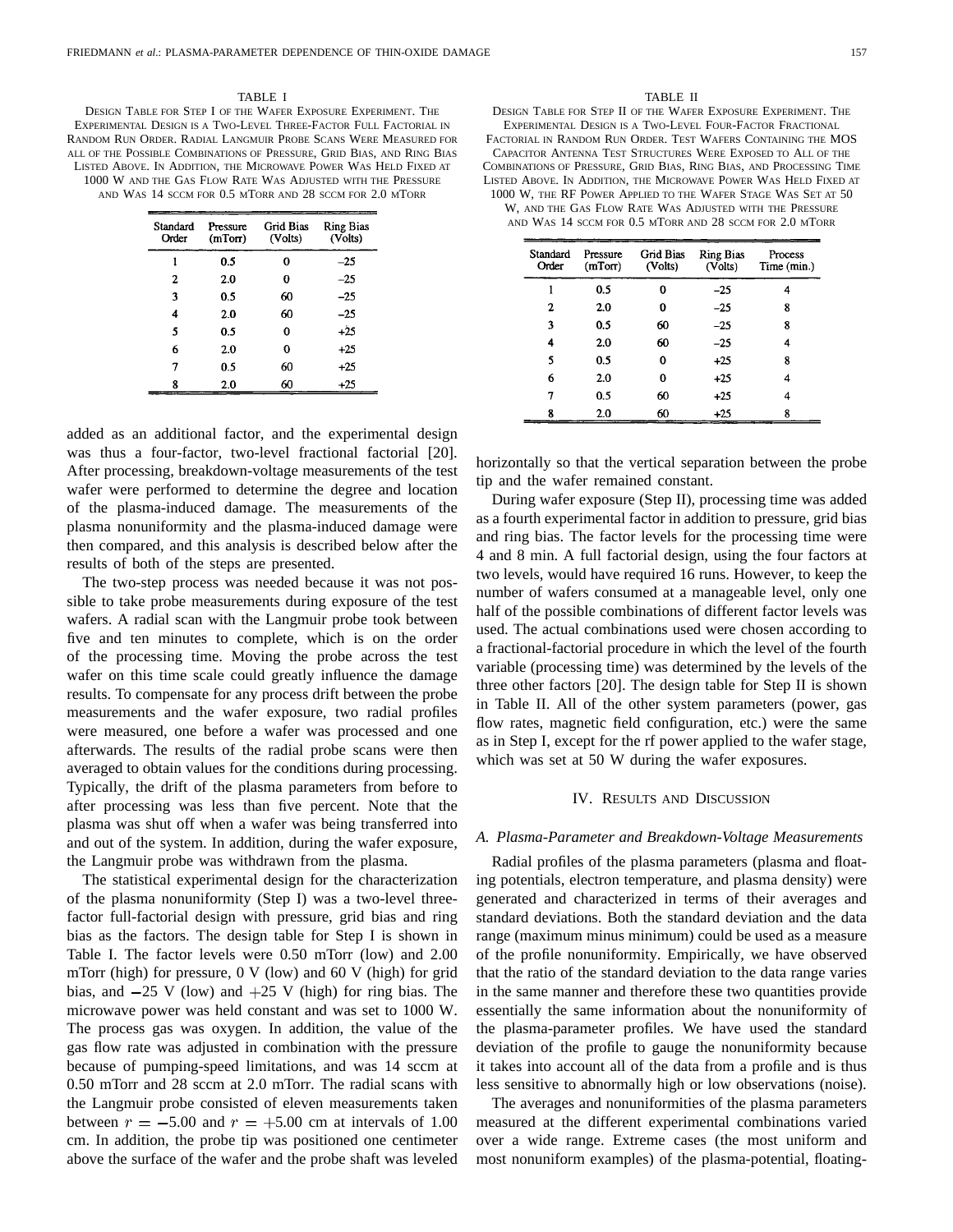TABLE I

Design Table for Step I of the Wafer Exposure Experiment. The Experimental Design is a Two-Level Three-Factor Full Factorial in Random Run Order. Radial Langmuir Probe Scans Were Measured for all of the Possible Combinations of Pressure, Grid Bias, and Ring Bias Listed Above. In Addition, the Microwave Power Was Held Fixed at 1000 W and the Gas Flow Rate Was Adjusted with the Pressure and Was 14 sccm for 0.5 mTorr and 28 sccm for 2.0 mTorr

| Standard Order | Pressure (mTorr) | Grid Bias (Volts) | Ring Bias (Volts) |
|---|---|---|---|
| 1 | 0.5 | 0 | −25 |
| 2 | 2.0 | 0 | −25 |
| 3 | 0.5 | 60 | −25 |
| 4 | 2.0 | 60 | −25 |
| 5 | 0.5 | 0 | +25 |
| 6 | 2.0 | 0 | +25 |
| 7 | 0.5 | 60 | +25 |
| 8 | 2.0 | 60 | +25 |

added as an additional factor, and the experimental design was thus a four-factor, two-level fractional factorial [20]. After processing, breakdown-voltage measurements of the test wafer were performed to determine the degree and location of the plasma-induced damage. The measurements of the plasma nonuniformity and the plasma-induced damage were then compared, and this analysis is described below after the results of both of the steps are presented.

The two-step process was needed because it was not possible to take probe measurements during exposure of the test wafers. A radial scan with the Langmuir probe took between five and ten minutes to complete, which is on the order of the processing time. Moving the probe across the test wafer on this time scale could greatly influence the damage results. To compensate for any process drift between the probe measurements and the wafer exposure, two radial profiles were measured, one before a wafer was processed and one afterwards. The results of the radial probe scans were then averaged to obtain values for the conditions during processing. Typically, the drift of the plasma parameters from before to after processing was less than five percent. Note that the plasma was shut off when a wafer was being transferred into and out of the system. In addition, during the wafer exposure, the Langmuir probe was withdrawn from the plasma.

The statistical experimental design for the characterization of the plasma nonuniformity (Step I) was a two-level three-factor full-factorial design with pressure, grid bias and ring bias as the factors. The design table for Step I is shown in Table I. The factor levels were 0.50 mTorr (low) and 2.00 mTorr (high) for pressure, 0 V (low) and 60 V (high) for grid bias, and −25 V (low) and +25 V (high) for ring bias. The microwave power was held constant and was set to 1000 W. The process gas was oxygen. In addition, the value of the gas flow rate was adjusted in combination with the pressure because of pumping-speed limitations, and was 14 sccm at 0.50 mTorr and 28 sccm at 2.0 mTorr. The radial scans with the Langmuir probe consisted of eleven measurements taken between $r = -5.00$ and $r = +5.00$ cm at intervals of 1.00 cm. In addition, the probe tip was positioned one centimeter above the surface of the wafer and the probe shaft was leveled horizontally so that the vertical separation between the probe tip and the wafer remained constant.

TABLE II

Design Table for Step II of the Wafer Exposure Experiment. The Experimental Design is a Two-Level Four-Factor Fractional Factorial in Random Run Order. Test Wafers Containing the MOS Capacitor Antenna Test Structures Were Exposed to All of the Combinations of Pressure, Grid Bias, Ring Bias, and Processing Time Listed Above. In Addition, the Microwave Power Was Held Fixed at 1000 W, the RF Power Applied to the Wafer Stage Was Set at 50 W, and the Gas Flow Rate Was Adjusted with the Pressure and Was 14 sccm for 0.5 mTorr and 28 sccm for 2.0 mTorr

| Standard Order | Pressure (mTorr) | Grid Bias (Volts) | Ring Bias (Volts) | Process Time (min.) |
|---|---|---|---|---|
| 1 | 0.5 | 0 | −25 | 4 |
| 2 | 2.0 | 0 | −25 | 8 |
| 3 | 0.5 | 60 | −25 | 8 |
| 4 | 2.0 | 60 | −25 | 4 |
| 5 | 0.5 | 0 | +25 | 8 |
| 6 | 2.0 | 0 | +25 | 4 |
| 7 | 0.5 | 60 | +25 | 4 |
| 8 | 2.0 | 60 | +25 | 8 |

During wafer exposure (Step II), processing time was added as a fourth experimental factor in addition to pressure, grid bias and ring bias. The factor levels for the processing time were 4 and 8 min. A full factorial design, using the four factors at two levels, would have required 16 runs. However, to keep the number of wafers consumed at a manageable level, only one half of the possible combinations of different factor levels was used. The actual combinations used were chosen according to a fractional-factorial procedure in which the level of the fourth variable (processing time) was determined by the levels of the three other factors [20]. The design table for Step II is shown in Table II. All of the other system parameters (power, gas flow rates, magnetic field configuration, etc.) were the same as in Step I, except for the rf power applied to the wafer stage, which was set at 50 W during the wafer exposures.

## IV. Results and Discussion

### A. Plasma-Parameter and Breakdown-Voltage Measurements

Radial profiles of the plasma parameters (plasma and floating potentials, electron temperature, and plasma density) were generated and characterized in terms of their averages and standard deviations. Both the standard deviation and the data range (maximum minus minimum) could be used as a measure of the profile nonuniformity. Empirically, we have observed that the ratio of the standard deviation to the data range varies in the same manner and therefore these two quantities provide essentially the same information about the nonuniformity of the plasma-parameter profiles. We have used the standard deviation of the profile to gauge the nonuniformity because it takes into account all of the data from a profile and is thus less sensitive to abnormally high or low observations (noise).

The averages and nonuniformities of the plasma parameters measured at the different experimental combinations varied over a wide range. Extreme cases (the most uniform and most nonuniform examples) of the plasma-potential, floating-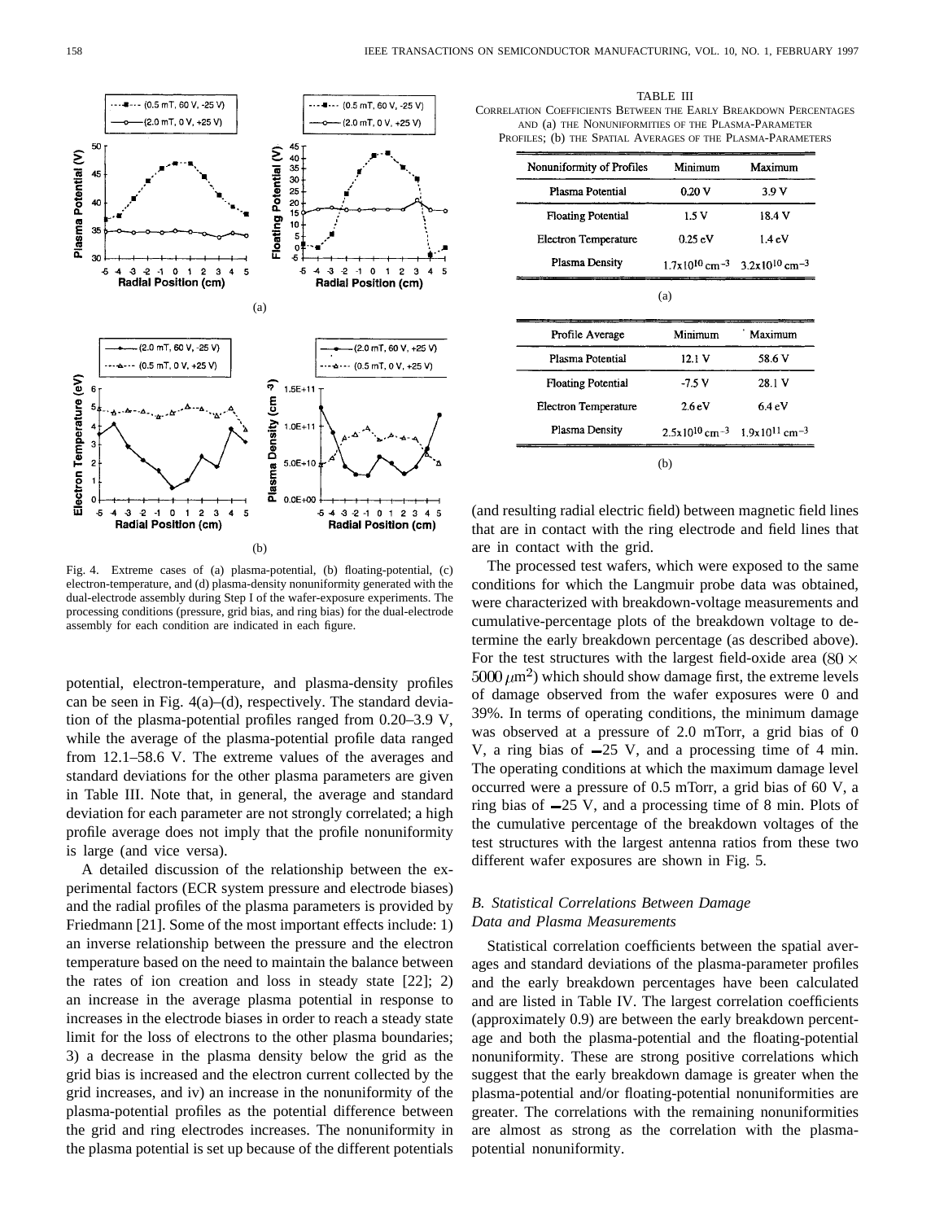Fig. 4. Extreme cases of (a) plasma-potential, (b) floating-potential, (c) electron-temperature, and (d) plasma-density nonuniformity generated with the dual-electrode assembly during Step I of the wafer-exposure experiments. The processing conditions (pressure, grid bias, and ring bias) for the dual-electrode assembly for each condition are indicated in each figure.

potential, electron-temperature, and plasma-density profiles can be seen in Fig. 4(a)–(d), respectively. The standard deviation of the plasma-potential profiles ranged from 0.20–3.9 V, while the average of the plasma-potential profile data ranged from 12.1–58.6 V. The extreme values of the averages and standard deviations for the other plasma parameters are given in Table III. Note that, in general, the average and standard deviation for each parameter are not strongly correlated; a high profile average does not imply that the profile nonuniformity is large (and vice versa).

A detailed discussion of the relationship between the experimental factors (ECR system pressure and electrode biases) and the radial profiles of the plasma parameters is provided by Friedmann [21]. Some of the most important effects include: 1) an inverse relationship between the pressure and the electron temperature based on the need to maintain the balance between the rates of ion creation and loss in steady state [22]; 2) an increase in the average plasma potential in response to increases in the electrode biases in order to reach a steady state limit for the loss of electrons to the other plasma boundaries; 3) a decrease in the plasma density below the grid as the grid bias is increased and the electron current collected by the grid increases, and iv) an increase in the nonuniformity of the plasma-potential profiles as the potential difference between the grid and ring electrodes increases. The nonuniformity in the plasma potential is set up because of the different potentials (and resulting radial electric field) between magnetic field lines that are in contact with the ring electrode and field lines that are in contact with the grid.

TABLE III
CORRELATION COEFFICIENTS BETWEEN THE EARLY BREAKDOWN PERCENTAGES AND (a) THE NONUNIFORMITIES OF THE PLASMA-PARAMETER PROFILES; (b) THE SPATIAL AVERAGES OF THE PLASMA-PARAMETERS

| Nonuniformity of Profiles | Minimum | Maximum |
|---|---|---|
| Plasma Potential | 0.20 V | 3.9 V |
| Floating Potential | 1.5 V | 18.4 V |
| Electron Temperature | 0.25 eV | 1.4 eV |
| Plasma Density | $1.7\times10^{10}$ cm$^{-3}$ | $3.2\times10^{10}$ cm$^{-3}$ |

(a)

| Profile Average | Minimum | Maximum |
|---|---|---|
| Plasma Potential | 12.1 V | 58.6 V |
| Floating Potential | -7.5 V | 28.1 V |
| Electron Temperature | 2.6 eV | 6.4 eV |
| Plasma Density | $2.5\times10^{10}$ cm$^{-3}$ | $1.9\times10^{11}$ cm$^{-3}$ |

(b)

The processed test wafers, which were exposed to the same conditions for which the Langmuir probe data was obtained, were characterized with breakdown-voltage measurements and cumulative-percentage plots of the breakdown voltage to determine the early breakdown percentage (as described above). For the test structures with the largest field-oxide area ($80 \times 5000\,\mu$m$^2$) which should show damage first, the extreme levels of damage observed from the wafer exposures were 0 and 39%. In terms of operating conditions, the minimum damage was observed at a pressure of 2.0 mTorr, a grid bias of 0 V, a ring bias of −25 V, and a processing time of 4 min. The operating conditions at which the maximum damage level occurred were a pressure of 0.5 mTorr, a grid bias of 60 V, a ring bias of −25 V, and a processing time of 8 min. Plots of the cumulative percentage of the breakdown voltages of the test structures with the largest antenna ratios from these two different wafer exposures are shown in Fig. 5.

### *B. Statistical Correlations Between Damage Data and Plasma Measurements*

Statistical correlation coefficients between the spatial averages and standard deviations of the plasma-parameter profiles and the early breakdown percentages have been calculated and are listed in Table IV. The largest correlation coefficients (approximately 0.9) are between the early breakdown percentage and both the plasma-potential and the floating-potential nonuniformity. These are strong positive correlations which suggest that the early breakdown damage is greater when the plasma-potential and/or floating-potential nonuniformities are greater. The correlations with the remaining nonuniformities are almost as strong as the correlation with the plasma-potential nonuniformity.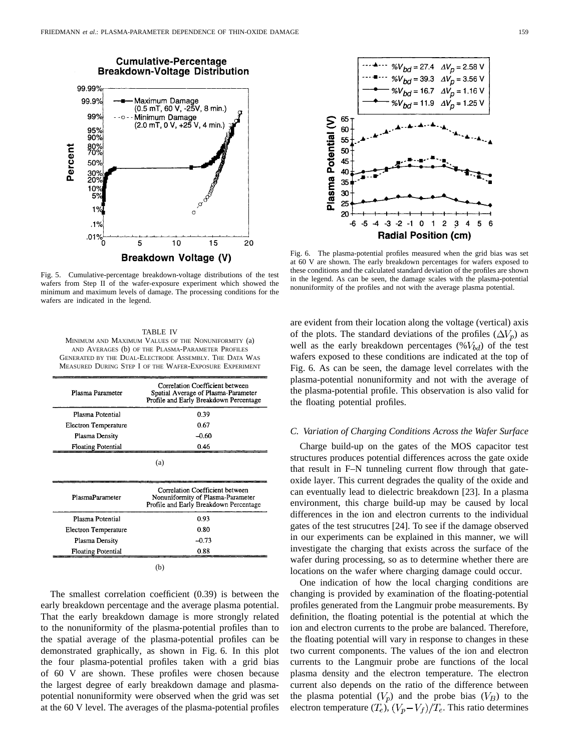Fig. 5. Cumulative-percentage breakdown-voltage distributions of the test wafers from Step II of the wafer-exposure experiment which showed the minimum and maximum levels of damage. The processing conditions for the wafers are indicated in the legend.

TABLE IV
MINIMUM AND MAXIMUM VALUES OF THE NONUNIFORMITY (a) AND AVERAGES (b) OF THE PLASMA-PARAMETER PROFILES GENERATED BY THE DUAL-ELECTRODE ASSEMBLY. THE DATA WAS MEASURED DURING STEP I OF THE WAFER-EXPOSURE EXPERIMENT

| Plasma Parameter | Correlation Coefficient between Spatial Average of Plasma-Parameter Profile and Early Breakdown Percentage |
|---|---|
| Plasma Potential | 0.39 |
| Electron Temperature | 0.67 |
| Plasma Density | −0.60 |
| Floating Potential | 0.46 |

(a)

| PlasmaParameter | Correlation Coefficient between Nonuniformity of Plasma-Parameter Profile and Early Breakdown Percentage |
|---|---|
| Plasma Potential | 0.93 |
| Electron Temperature | 0.80 |
| Plasma Density | −0.73 |
| Floating Potential | 0.88 |

(b)

The smallest correlation coefficient (0.39) is between the early breakdown percentage and the average plasma potential. That the early breakdown damage is more strongly related to the nonuniformity of the plasma-potential profiles than to the spatial average of the plasma-potential profiles can be demonstrated graphically, as shown in Fig. 6. In this plot the four plasma-potential profiles taken with a grid bias of 60 V are shown. These profiles were chosen because the largest degree of early breakdown damage and plasma-potential nonuniformity were observed when the grid was set at the 60 V level. The averages of the plasma-potential profiles are evident from their location along the voltage (vertical) axis of the plots. The standard deviations of the profiles ($\Delta V_p$) as well as the early breakdown percentages ($\%V_{bd}$) of the test wafers exposed to these conditions are indicated at the top of Fig. 6. As can be seen, the damage level correlates with the plasma-potential nonuniformity and not with the average of the plasma-potential profile. This observation is also valid for the floating potential profiles.

Fig. 6. The plasma-potential profiles measured when the grid bias was set at 60 V are shown. The early breakdown percentages for wafers exposed to these conditions and the calculated standard deviation of the profiles are shown in the legend. As can be seen, the damage scales with the plasma-potential nonuniformity of the profiles and not with the average plasma potential.

### C. Variation of Charging Conditions Across the Wafer Surface

Charge build-up on the gates of the MOS capacitor test structures produces potential differences across the gate oxide that result in F–N tunneling current flow through that gate-oxide layer. This current degrades the quality of the oxide and can eventually lead to dielectric breakdown [23]. In a plasma environment, this charge build-up may be caused by local differences in the ion and electron currents to the individual gates of the test strucutres [24]. To see if the damage observed in our experiments can be explained in this manner, we will investigate the charging that exists across the surface of the wafer during processing, so as to determine whether there are locations on the wafer where charging damage could occur.

One indication of how the local charging conditions are changing is provided by examination of the floating-potential profiles generated from the Langmuir probe measurements. By definition, the floating potential is the potential at which the ion and electron currents to the probe are balanced. Therefore, the floating potential will vary in response to changes in these two current components. The values of the ion and electron currents to the Langmuir probe are functions of the local plasma density and the electron temperature. The electron current also depends on the ratio of the difference between the plasma potential ($V_p$) and the probe bias ($V_B$) to the electron temperature ($T_e$), $(V_p - V_f)/T_e$. This ratio determines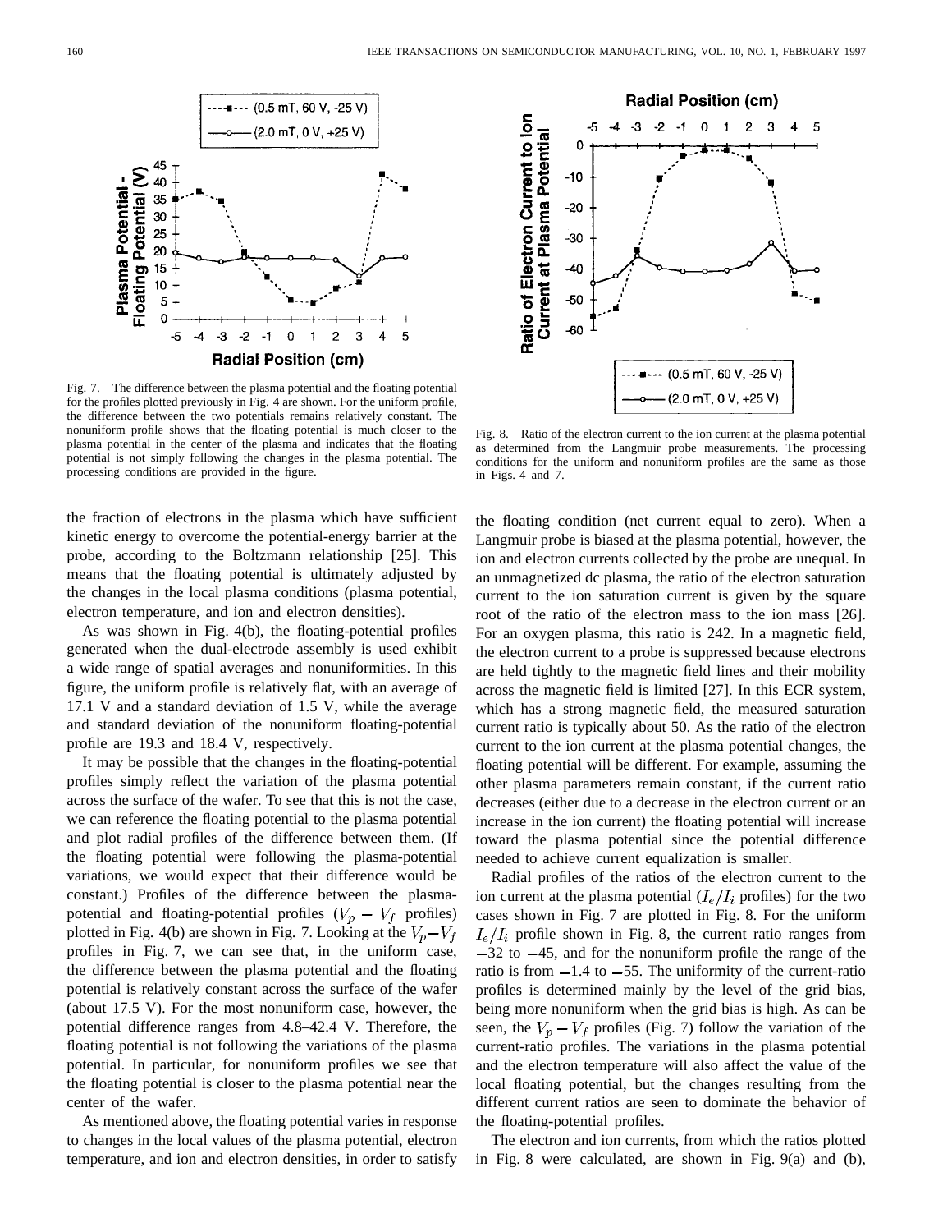Fig. 7. The difference between the plasma potential and the floating potential for the profiles plotted previously in Fig. 4 are shown. For the uniform profile, the difference between the two potentials remains relatively constant. The nonuniform profile shows that the floating potential is much closer to the plasma potential in the center of the plasma and indicates that the floating potential is not simply following the changes in the plasma potential. The processing conditions are provided in the figure.

Fig. 8. Ratio of the electron current to the ion current at the plasma potential as determined from the Langmuir probe measurements. The processing conditions for the uniform and nonuniform profiles are the same as those in Figs. 4 and 7.

the fraction of electrons in the plasma which have sufficient kinetic energy to overcome the potential-energy barrier at the probe, according to the Boltzmann relationship [25]. This means that the floating potential is ultimately adjusted by the changes in the local plasma conditions (plasma potential, electron temperature, and ion and electron densities).

As was shown in Fig. 4(b), the floating-potential profiles generated when the dual-electrode assembly is used exhibit a wide range of spatial averages and nonuniformities. In this figure, the uniform profile is relatively flat, with an average of 17.1 V and a standard deviation of 1.5 V, while the average and standard deviation of the nonuniform floating-potential profile are 19.3 and 18.4 V, respectively.

It may be possible that the changes in the floating-potential profiles simply reflect the variation of the plasma potential across the surface of the wafer. To see that this is not the case, we can reference the floating potential to the plasma potential and plot radial profiles of the difference between them. (If the floating potential were following the plasma-potential variations, we would expect that their difference would be constant.) Profiles of the difference between the plasma-potential and floating-potential profiles ($V_p - V_f$ profiles) plotted in Fig. 4(b) are shown in Fig. 7. Looking at the $V_p - V_f$ profiles in Fig. 7, we can see that, in the uniform case, the difference between the plasma potential and the floating potential is relatively constant across the surface of the wafer (about 17.5 V). For the most nonuniform case, however, the potential difference ranges from 4.8–42.4 V. Therefore, the floating potential is not following the variations of the plasma potential. In particular, for nonuniform profiles we see that the floating potential is closer to the plasma potential near the center of the wafer.

As mentioned above, the floating potential varies in response to changes in the local values of the plasma potential, electron temperature, and ion and electron densities, in order to satisfy the floating condition (net current equal to zero). When a Langmuir probe is biased at the plasma potential, however, the ion and electron currents collected by the probe are unequal. In an unmagnetized dc plasma, the ratio of the electron saturation current to the ion saturation current is given by the square root of the ratio of the electron mass to the ion mass [26]. For an oxygen plasma, this ratio is 242. In a magnetic field, the electron current to a probe is suppressed because electrons are held tightly to the magnetic field lines and their mobility across the magnetic field is limited [27]. In this ECR system, which has a strong magnetic field, the measured saturation current ratio is typically about 50. As the ratio of the electron current to the ion current at the plasma potential changes, the floating potential will be different. For example, assuming the other plasma parameters remain constant, if the current ratio decreases (either due to a decrease in the electron current or an increase in the ion current) the floating potential will increase toward the plasma potential since the potential difference needed to achieve current equalization is smaller.

Radial profiles of the ratios of the electron current to the ion current at the plasma potential ($I_e/I_i$ profiles) for the two cases shown in Fig. 7 are plotted in Fig. 8. For the uniform $I_e/I_i$ profile shown in Fig. 8, the current ratio ranges from $-32$ to $-45$, and for the nonuniform profile the range of the ratio is from $-1.4$ to $-55$. The uniformity of the current-ratio profiles is determined mainly by the level of the grid bias, being more nonuniform when the grid bias is high. As can be seen, the $V_p - V_f$ profiles (Fig. 7) follow the variation of the current-ratio profiles. The variations in the plasma potential and the electron temperature will also affect the value of the local floating potential, but the changes resulting from the different current ratios are seen to dominate the behavior of the floating-potential profiles.

The electron and ion currents, from which the ratios plotted in Fig. 8 were calculated, are shown in Fig. 9(a) and (b),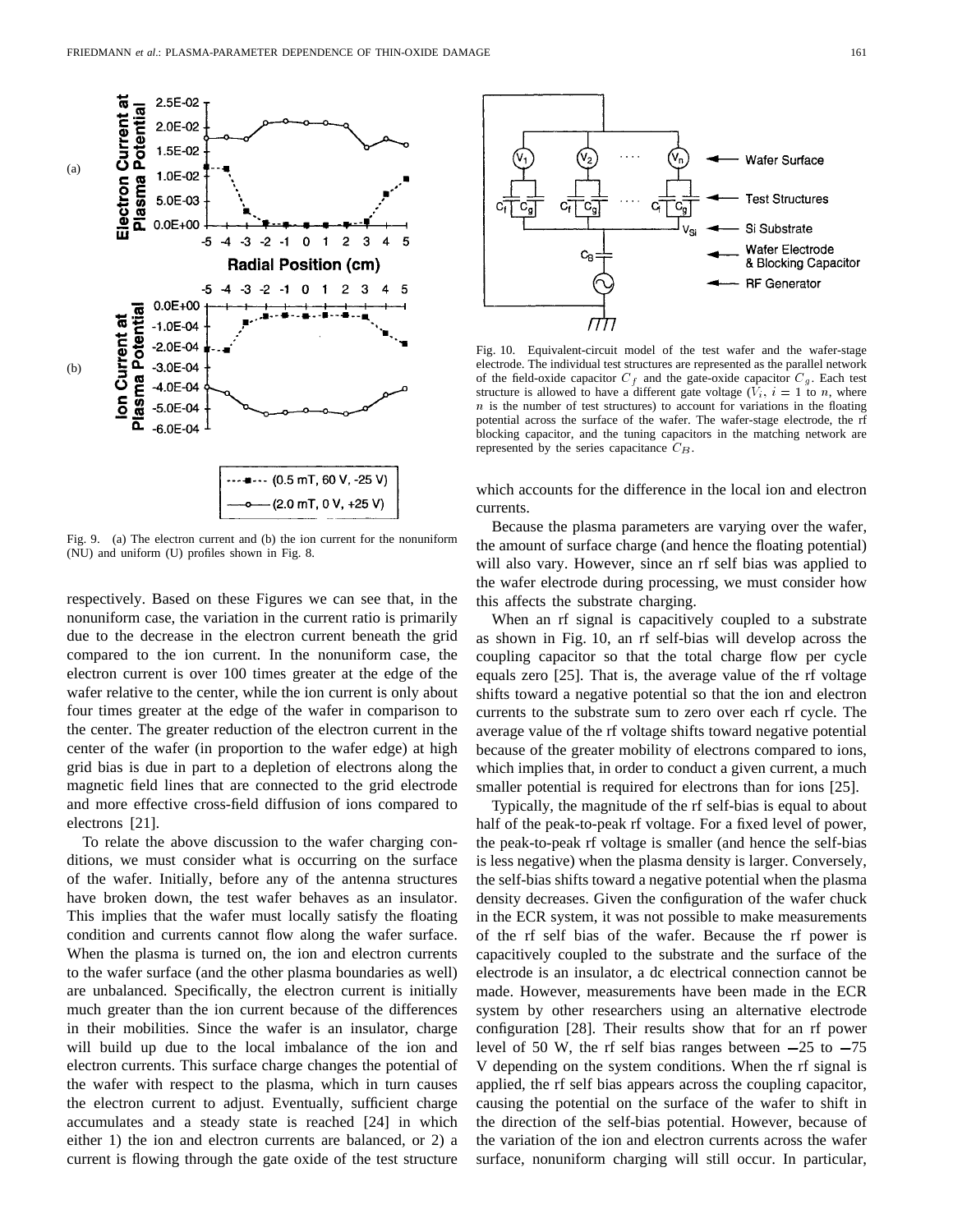Fig. 9. (a) The electron current and (b) the ion current for the nonuniform (NU) and uniform (U) profiles shown in Fig. 8.

respectively. Based on these Figures we can see that, in the nonuniform case, the variation in the current ratio is primarily due to the decrease in the electron current beneath the grid compared to the ion current. In the nonuniform case, the electron current is over 100 times greater at the edge of the wafer relative to the center, while the ion current is only about four times greater at the edge of the wafer in comparison to the center. The greater reduction of the electron current in the center of the wafer (in proportion to the wafer edge) at high grid bias is due in part to a depletion of electrons along the magnetic field lines that are connected to the grid electrode and more effective cross-field diffusion of ions compared to electrons [21].

To relate the above discussion to the wafer charging conditions, we must consider what is occurring on the surface of the wafer. Initially, before any of the antenna structures have broken down, the test wafer behaves as an insulator. This implies that the wafer must locally satisfy the floating condition and currents cannot flow along the wafer surface. When the plasma is turned on, the ion and electron currents to the wafer surface (and the other plasma boundaries as well) are unbalanced. Specifically, the electron current is initially much greater than the ion current because of the differences in their mobilities. Since the wafer is an insulator, charge will build up due to the local imbalance of the ion and electron currents. This surface charge changes the potential of the wafer with respect to the plasma, which in turn causes the electron current to adjust. Eventually, sufficient charge accumulates and a steady state is reached [24] in which either 1) the ion and electron currents are balanced, or 2) a current is flowing through the gate oxide of the test structure which accounts for the difference in the local ion and electron currents.

Fig. 10. Equivalent-circuit model of the test wafer and the wafer-stage electrode. The individual test structures are represented as the parallel network of the field-oxide capacitor $C_f$ and the gate-oxide capacitor $C_g$. Each test structure is allowed to have a different gate voltage ($V_i$, $i = 1$ to $n$, where $n$ is the number of test structures) to account for variations in the floating potential across the surface of the wafer. The wafer-stage electrode, the rf blocking capacitor, and the tuning capacitors in the matching network are represented by the series capacitance $C_B$.

Because the plasma parameters are varying over the wafer, the amount of surface charge (and hence the floating potential) will also vary. However, since an rf self bias was applied to the wafer electrode during processing, we must consider how this affects the substrate charging.

When an rf signal is capacitively coupled to a substrate as shown in Fig. 10, an rf self-bias will develop across the coupling capacitor so that the total charge flow per cycle equals zero [25]. That is, the average value of the rf voltage shifts toward a negative potential so that the ion and electron currents to the substrate sum to zero over each rf cycle. The average value of the rf voltage shifts toward negative potential because of the greater mobility of electrons compared to ions, which implies that, in order to conduct a given current, a much smaller potential is required for electrons than for ions [25].

Typically, the magnitude of the rf self-bias is equal to about half of the peak-to-peak rf voltage. For a fixed level of power, the peak-to-peak rf voltage is smaller (and hence the self-bias is less negative) when the plasma density is larger. Conversely, the self-bias shifts toward a negative potential when the plasma density decreases. Given the configuration of the wafer chuck in the ECR system, it was not possible to make measurements of the rf self bias of the wafer. Because the rf power is capacitively coupled to the substrate and the surface of the electrode is an insulator, a dc electrical connection cannot be made. However, measurements have been made in the ECR system by other researchers using an alternative electrode configuration [28]. Their results show that for an rf power level of 50 W, the rf self bias ranges between −25 to −75 V depending on the system conditions. When the rf signal is applied, the rf self bias appears across the coupling capacitor, causing the potential on the surface of the wafer to shift in the direction of the self-bias potential. However, because of the variation of the ion and electron currents across the wafer surface, nonuniform charging will still occur. In particular,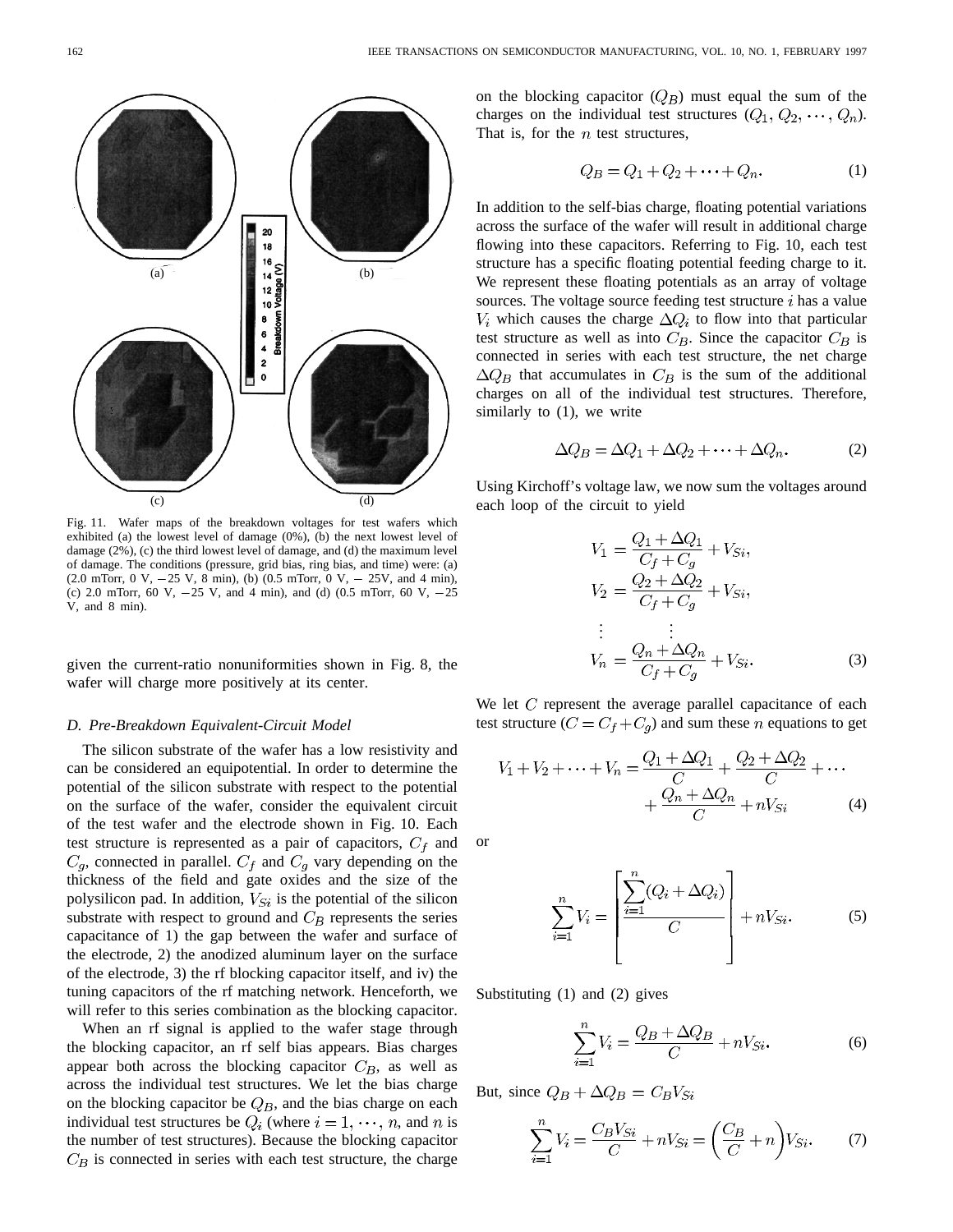Fig. 11. Wafer maps of the breakdown voltages for test wafers which exhibited (a) the lowest level of damage (0%), (b) the next lowest level of damage (2%), (c) the third lowest level of damage, and (d) the maximum level of damage. The conditions (pressure, grid bias, ring bias, and time) were: (a) (2.0 mTorr, 0 V, −25 V, 8 min), (b) (0.5 mTorr, 0 V, − 25V, and 4 min), (c) 2.0 mTorr, 60 V, −25 V, and 4 min), and (d) (0.5 mTorr, 60 V, −25 V, and 8 min).

given the current-ratio nonuniformities shown in Fig. 8, the wafer will charge more positively at its center.

### D. Pre-Breakdown Equivalent-Circuit Model

The silicon substrate of the wafer has a low resistivity and can be considered an equipotential. In order to determine the potential of the silicon substrate with respect to the potential on the surface of the wafer, consider the equivalent circuit of the test wafer and the electrode shown in Fig. 10. Each test structure is represented as a pair of capacitors, $C_f$ and $C_g$, connected in parallel. $C_f$ and $C_g$ vary depending on the thickness of the field and gate oxides and the size of the polysilicon pad. In addition, $V_{Si}$ is the potential of the silicon substrate with respect to ground and $C_B$ represents the series capacitance of 1) the gap between the wafer and surface of the electrode, 2) the anodized aluminum layer on the surface of the electrode, 3) the rf blocking capacitor itself, and iv) the tuning capacitors of the rf matching network. Henceforth, we will refer to this series combination as the blocking capacitor.

When an rf signal is applied to the wafer stage through the blocking capacitor, an rf self bias appears. Bias charges appear both across the blocking capacitor $C_B$, as well as across the individual test structures. We let the bias charge on the blocking capacitor be $Q_B$, and the bias charge on each individual test structures be $Q_i$ (where $i = 1, \cdots, n$, and $n$ is the number of test structures). Because the blocking capacitor $C_B$ is connected in series with each test structure, the charge on the blocking capacitor ($Q_B$) must equal the sum of the charges on the individual test structures ($Q_1, Q_2, \cdots, Q_n$). That is, for the $n$ test structures,

$$Q_B = Q_1 + Q_2 + \cdots + Q_n. \tag{1}$$

In addition to the self-bias charge, floating potential variations across the surface of the wafer will result in additional charge flowing into these capacitors. Referring to Fig. 10, each test structure has a specific floating potential feeding charge to it. We represent these floating potentials as an array of voltage sources. The voltage source feeding test structure $i$ has a value $V_i$ which causes the charge $\Delta Q_i$ to flow into that particular test structure as well as into $C_B$. Since the capacitor $C_B$ is connected in series with each test structure, the net charge $\Delta Q_B$ that accumulates in $C_B$ is the sum of the additional charges on all of the individual test structures. Therefore, similarly to (1), we write

$$\Delta Q_B = \Delta Q_1 + \Delta Q_2 + \cdots + \Delta Q_n. \tag{2}$$

Using Kirchoff's voltage law, we now sum the voltages around each loop of the circuit to yield

$$\begin{aligned} V_1 &= \frac{Q_1 + \Delta Q_1}{C_f + C_g} + V_{Si}, \\ V_2 &= \frac{Q_2 + \Delta Q_2}{C_f + C_g} + V_{Si}, \\ &\vdots \\ V_n &= \frac{Q_n + \Delta Q_n}{C_f + C_g} + V_{Si}. \end{aligned} \tag{3}$$

We let $C$ represent the average parallel capacitance of each test structure ($C = C_f + C_g$) and sum these $n$ equations to get

$$V_1 + V_2 + \cdots + V_n = \frac{Q_1 + \Delta Q_1}{C} + \frac{Q_2 + \Delta Q_2}{C} + \cdots + \frac{Q_n + \Delta Q_n}{C} + nV_{Si} \tag{4}$$

or

$$\sum_{i=1}^{n} V_i = \left[ \frac{\sum_{i=1}^{n} (Q_i + \Delta Q_i)}{C} \right] + nV_{Si}. \tag{5}$$

Substituting (1) and (2) gives

$$\sum_{i=1}^{n} V_i = \frac{Q_B + \Delta Q_B}{C} + nV_{Si}. \tag{6}$$

But, since $Q_B + \Delta Q_B = C_B V_{Si}$

$$\sum_{i=1}^{n} V_i = \frac{C_B V_{Si}}{C} + nV_{Si} = \left( \frac{C_B}{C} + n \right) V_{Si}. \tag{7}$$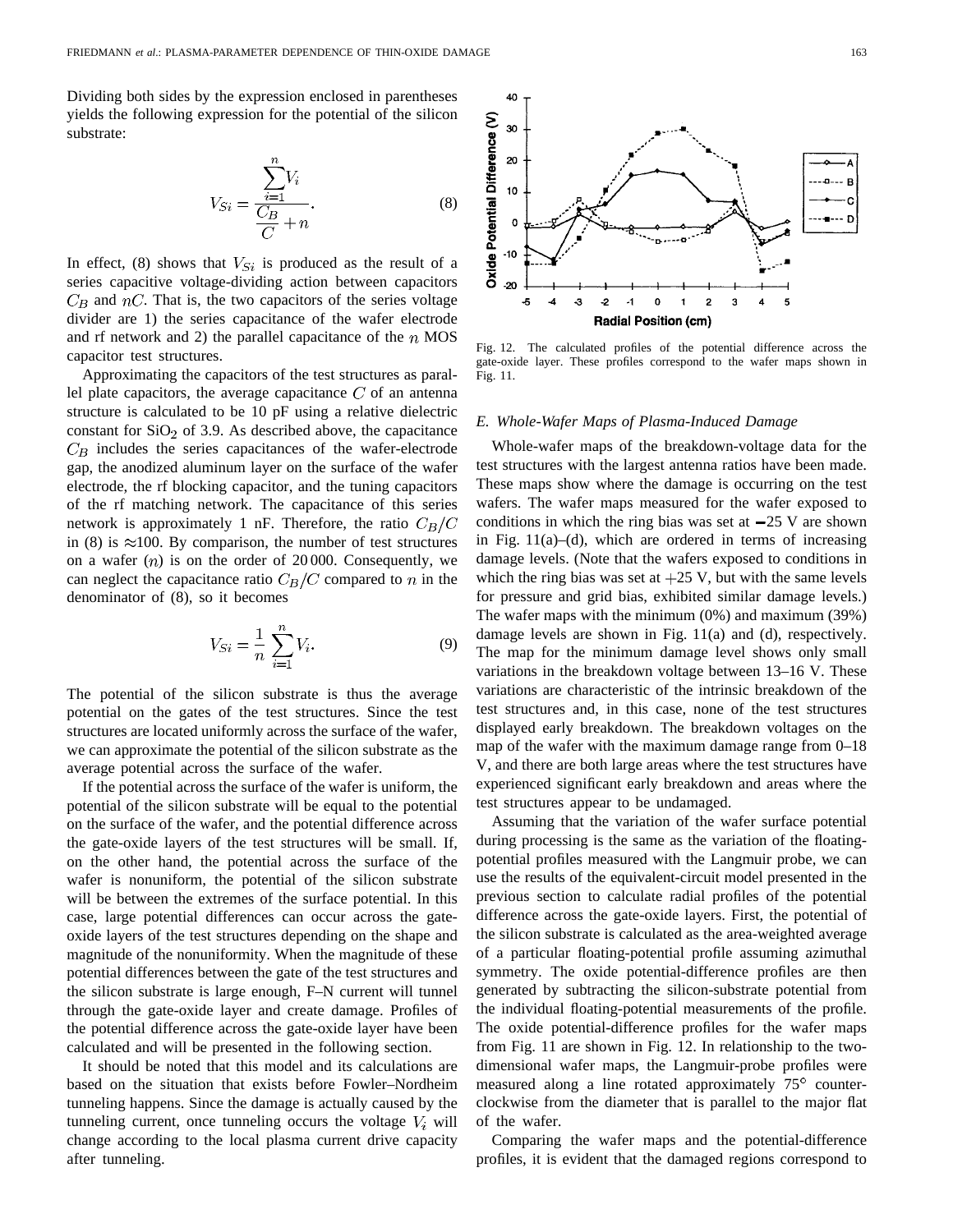Dividing both sides by the expression enclosed in parentheses yields the following expression for the potential of the silicon substrate:

$$V_{Si} = \frac{\sum_{i=1}^{n} V_i}{\frac{C_B}{C} + n}. \quad (8)$$

In effect, (8) shows that $V_{Si}$ is produced as the result of a series capacitive voltage-dividing action between capacitors $C_B$ and $nC$. That is, the two capacitors of the series voltage divider are 1) the series capacitance of the wafer electrode and rf network and 2) the parallel capacitance of the $n$ MOS capacitor test structures.

Approximating the capacitors of the test structures as parallel plate capacitors, the average capacitance $C$ of an antenna structure is calculated to be 10 pF using a relative dielectric constant for $SiO_2$ of 3.9. As described above, the capacitance $C_B$ includes the series capacitances of the wafer-electrode gap, the anodized aluminum layer on the surface of the wafer electrode, the rf blocking capacitor, and the tuning capacitors of the rf matching network. The capacitance of this series network is approximately 1 nF. Therefore, the ratio $C_B/C$ in (8) is $\approx$100. By comparison, the number of test structures on a wafer ($n$) is on the order of 20 000. Consequently, we can neglect the capacitance ratio $C_B/C$ compared to $n$ in the denominator of (8), so it becomes

$$V_{Si} = \frac{1}{n} \sum_{i=1}^{n} V_i. \quad (9)$$

The potential of the silicon substrate is thus the average potential on the gates of the test structures. Since the test structures are located uniformly across the surface of the wafer, we can approximate the potential of the silicon substrate as the average potential across the surface of the wafer.

If the potential across the surface of the wafer is uniform, the potential of the silicon substrate will be equal to the potential on the surface of the wafer, and the potential difference across the gate-oxide layers of the test structures will be small. If, on the other hand, the potential across the surface of the wafer is nonuniform, the potential of the silicon substrate will be between the extremes of the surface potential. In this case, large potential differences can occur across the gate-oxide layers of the test structures depending on the shape and magnitude of the nonuniformity. When the magnitude of these potential differences between the gate of the test structures and the silicon substrate is large enough, F–N current will tunnel through the gate-oxide layer and create damage. Profiles of the potential difference across the gate-oxide layer have been calculated and will be presented in the following section.

It should be noted that this model and its calculations are based on the situation that exists before Fowler–Nordheim tunneling happens. Since the damage is actually caused by the tunneling current, once tunneling occurs the voltage $V_i$ will change according to the local plasma current drive capacity after tunneling.

Oxide Potential Difference (V)
40
30
20
10
0
-10
-20
-5 -4 -3 -2 -1 0 1 2 3 4 5
Radial Position (cm)
A
B
C
D

Fig. 12. The calculated profiles of the potential difference across the gate-oxide layer. These profiles correspond to the wafer maps shown in Fig. 11.

### *E. Whole-Wafer Maps of Plasma-Induced Damage*

Whole-wafer maps of the breakdown-voltage data for the test structures with the largest antenna ratios have been made. These maps show where the damage is occurring on the test wafers. The wafer maps measured for the wafer exposed to conditions in which the ring bias was set at −25 V are shown in Fig. 11(a)–(d), which are ordered in terms of increasing damage levels. (Note that the wafers exposed to conditions in which the ring bias was set at +25 V, but with the same levels for pressure and grid bias, exhibited similar damage levels.) The wafer maps with the minimum (0%) and maximum (39%) damage levels are shown in Fig. 11(a) and (d), respectively. The map for the minimum damage level shows only small variations in the breakdown voltage between 13–16 V. These variations are characteristic of the intrinsic breakdown of the test structures and, in this case, none of the test structures displayed early breakdown. The breakdown voltages on the map of the wafer with the maximum damage range from 0–18 V, and there are both large areas where the test structures have experienced significant early breakdown and areas where the test structures appear to be undamaged.

Assuming that the variation of the wafer surface potential during processing is the same as the variation of the floating-potential profiles measured with the Langmuir probe, we can use the results of the equivalent-circuit model presented in the previous section to calculate radial profiles of the potential difference across the gate-oxide layers. First, the potential of the silicon substrate is calculated as the area-weighted average of a particular floating-potential profile assuming azimuthal symmetry. The oxide potential-difference profiles are then generated by subtracting the silicon-substrate potential from the individual floating-potential measurements of the profile. The oxide potential-difference profiles for the wafer maps from Fig. 11 are shown in Fig. 12. In relationship to the two-dimensional wafer maps, the Langmuir-probe profiles were measured along a line rotated approximately 75° counter-clockwise from the diameter that is parallel to the major flat of the wafer.

Comparing the wafer maps and the potential-difference profiles, it is evident that the damaged regions correspond to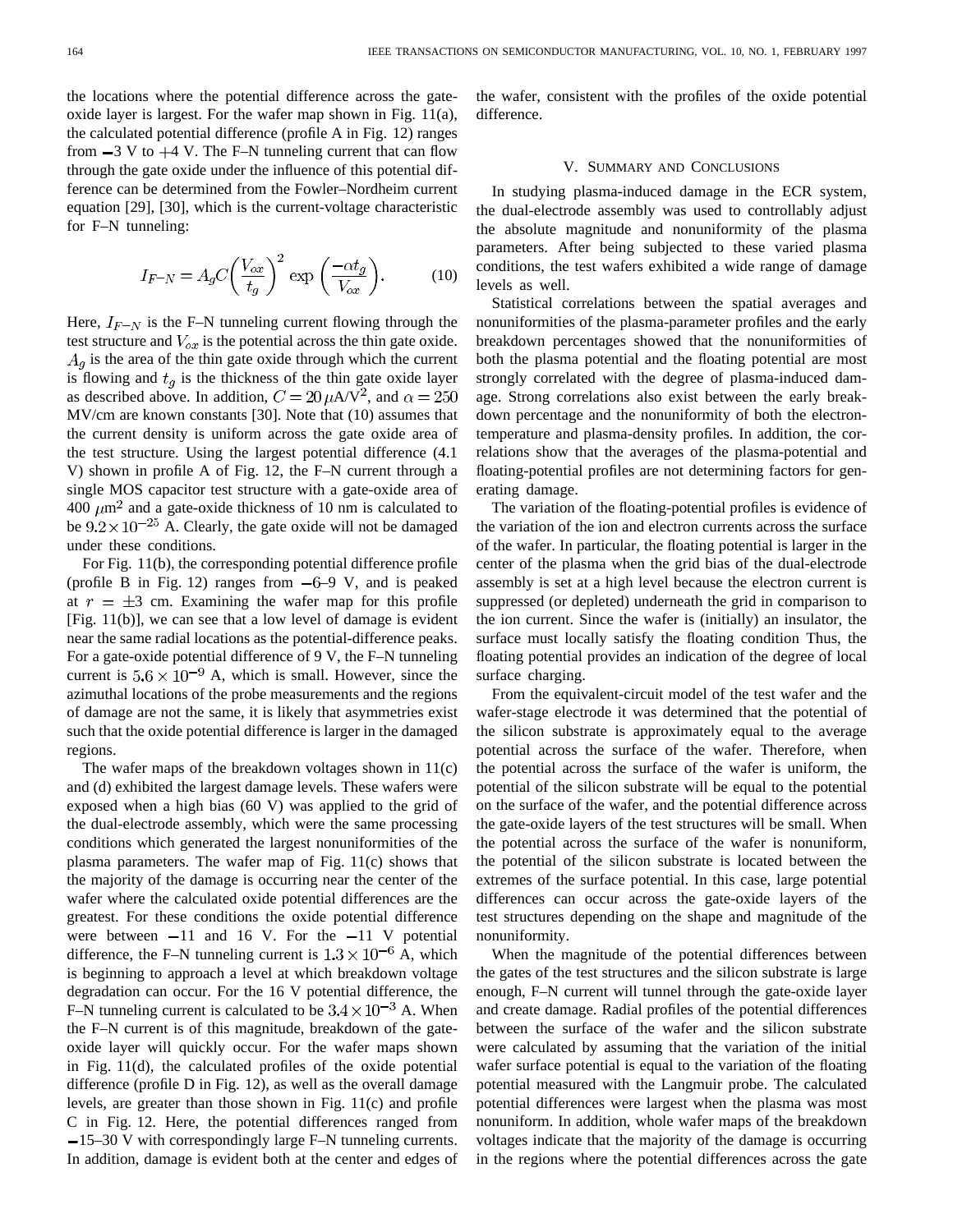the locations where the potential difference across the gate-oxide layer is largest. For the wafer map shown in Fig. 11(a), the calculated potential difference (profile A in Fig. 12) ranges from $-3$ V to $+4$ V. The F–N tunneling current that can flow through the gate oxide under the influence of this potential difference can be determined from the Fowler–Nordheim current equation [29], [30], which is the current-voltage characteristic for F–N tunneling:

$$I_{F-N} = A_g C \left(\frac{V_{ox}}{t_g}\right)^2 \exp\left(\frac{-\alpha t_g}{V_{ox}}\right). \tag{10}$$

Here, $I_{F-N}$ is the F–N tunneling current flowing through the test structure and $V_{ox}$ is the potential across the thin gate oxide. $A_g$ is the area of the thin gate oxide through which the current is flowing and $t_g$ is the thickness of the thin gate oxide layer as described above. In addition, $C = 20\,\mu\text{A/V}^2$, and $\alpha = 250$ MV/cm are known constants [30]. Note that (10) assumes that the current density is uniform across the gate oxide area of the test structure. Using the largest potential difference (4.1 V) shown in profile A of Fig. 12, the F–N current through a single MOS capacitor test structure with a gate-oxide area of 400 $\mu\text{m}^2$ and a gate-oxide thickness of 10 nm is calculated to be $9.2 \times 10^{-25}$ A. Clearly, the gate oxide will not be damaged under these conditions.

For Fig. 11(b), the corresponding potential difference profile (profile B in Fig. 12) ranges from $-6$–9 V, and is peaked at $r = \pm 3$ cm. Examining the wafer map for this profile [Fig. 11(b)], we can see that a low level of damage is evident near the same radial locations as the potential-difference peaks. For a gate-oxide potential difference of 9 V, the F–N tunneling current is $5.6 \times 10^{-9}$ A, which is small. However, since the azimuthal locations of the probe measurements and the regions of damage are not the same, it is likely that asymmetries exist such that the oxide potential difference is larger in the damaged regions.

The wafer maps of the breakdown voltages shown in 11(c) and (d) exhibited the largest damage levels. These wafers were exposed when a high bias (60 V) was applied to the grid of the dual-electrode assembly, which were the same processing conditions which generated the largest nonuniformities of the plasma parameters. The wafer map of Fig. 11(c) shows that the majority of the damage is occurring near the center of the wafer where the calculated oxide potential differences are the greatest. For these conditions the oxide potential difference were between $-11$ and 16 V. For the $-11$ V potential difference, the F–N tunneling current is $1.3 \times 10^{-6}$ A, which is beginning to approach a level at which breakdown voltage degradation can occur. For the 16 V potential difference, the F–N tunneling current is calculated to be $3.4 \times 10^{-3}$ A. When the F–N current is of this magnitude, breakdown of the gate-oxide layer will quickly occur. For the wafer maps shown in Fig. 11(d), the calculated profiles of the oxide potential difference (profile D in Fig. 12), as well as the overall damage levels, are greater than those shown in Fig. 11(c) and profile C in Fig. 12. Here, the potential differences ranged from $-15$–30 V with correspondingly large F–N tunneling currents. In addition, damage is evident both at the center and edges of the wafer, consistent with the profiles of the oxide potential difference.

## V. Summary and Conclusions

In studying plasma-induced damage in the ECR system, the dual-electrode assembly was used to controllably adjust the absolute magnitude and nonuniformity of the plasma parameters. After being subjected to these varied plasma conditions, the test wafers exhibited a wide range of damage levels as well.

Statistical correlations between the spatial averages and nonuniformities of the plasma-parameter profiles and the early breakdown percentages showed that the nonuniformities of both the plasma potential and the floating potential are most strongly correlated with the degree of plasma-induced damage. Strong correlations also exist between the early breakdown percentage and the nonuniformity of both the electron-temperature and plasma-density profiles. In addition, the correlations show that the averages of the plasma-potential and floating-potential profiles are not determining factors for generating damage.

The variation of the floating-potential profiles is evidence of the variation of the ion and electron currents across the surface of the wafer. In particular, the floating potential is larger in the center of the plasma when the grid bias of the dual-electrode assembly is set at a high level because the electron current is suppressed (or depleted) underneath the grid in comparison to the ion current. Since the wafer is (initially) an insulator, the surface must locally satisfy the floating condition Thus, the floating potential provides an indication of the degree of local surface charging.

From the equivalent-circuit model of the test wafer and the wafer-stage electrode it was determined that the potential of the silicon substrate is approximately equal to the average potential across the surface of the wafer. Therefore, when the potential across the surface of the wafer is uniform, the potential of the silicon substrate will be equal to the potential on the surface of the wafer, and the potential difference across the gate-oxide layers of the test structures will be small. When the potential across the surface of the wafer is nonuniform, the potential of the silicon substrate is located between the extremes of the surface potential. In this case, large potential differences can occur across the gate-oxide layers of the test structures depending on the shape and magnitude of the nonuniformity.

When the magnitude of the potential differences between the gates of the test structures and the silicon substrate is large enough, F–N current will tunnel through the gate-oxide layer and create damage. Radial profiles of the potential differences between the surface of the wafer and the silicon substrate were calculated by assuming that the variation of the initial wafer surface potential is equal to the variation of the floating potential measured with the Langmuir probe. The calculated potential differences were largest when the plasma was most nonuniform. In addition, whole wafer maps of the breakdown voltages indicate that the majority of the damage is occurring in the regions where the potential differences across the gate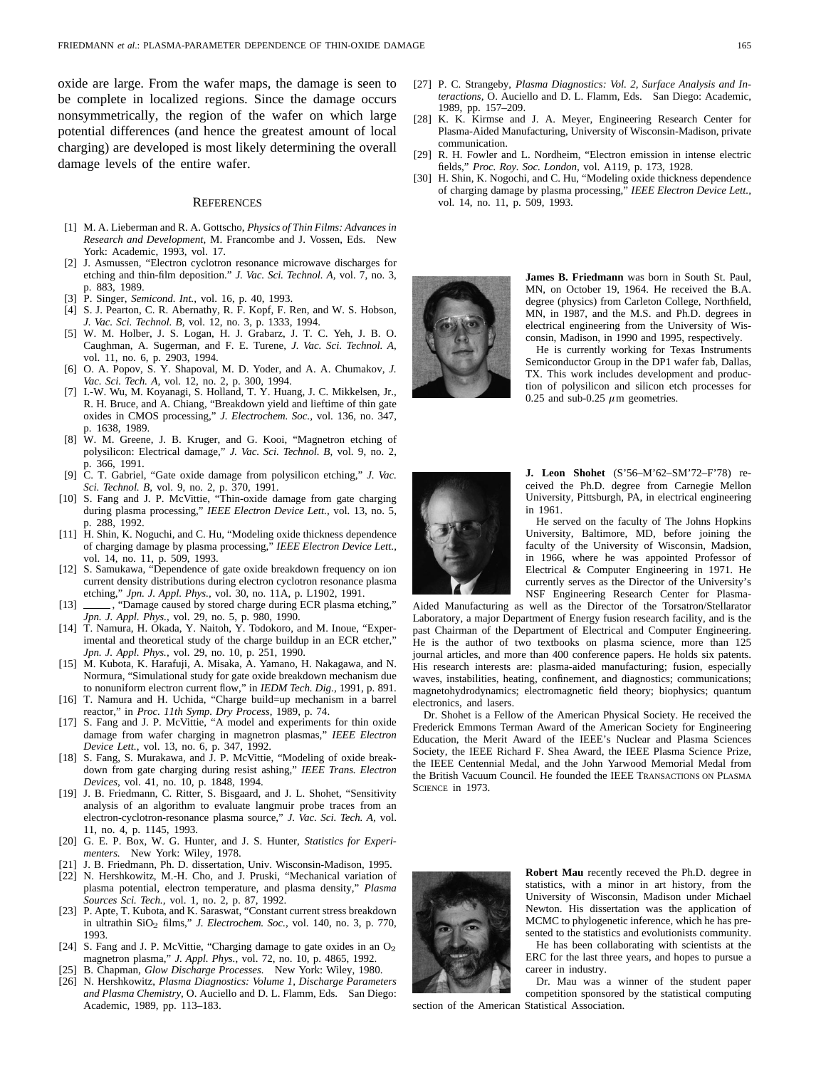oxide are large. From the wafer maps, the damage is seen to be complete in localized regions. Since the damage occurs nonsymmetrically, the region of the wafer on which large potential differences (and hence the greatest amount of local charging) are developed is most likely determining the overall damage levels of the entire wafer.

## References

[1] M. A. Lieberman and R. A. Gottscho, *Physics of Thin Films: Advances in Research and Development*, M. Francombe and J. Vossen, Eds. New York: Academic, 1993, vol. 17.

[2] J. Asmussen, "Electron cyclotron resonance microwave discharges for etching and thin-film deposition." *J. Vac. Sci. Technol. A*, vol. 7, no. 3, p. 883, 1989.

[3] P. Singer, *Semicond. Int.*, vol. 16, p. 40, 1993.

[4] S. J. Pearton, C. R. Abernathy, R. F. Kopf, F. Ren, and W. S. Hobson, *J. Vac. Sci. Technol. B*, vol. 12, no. 3, p. 1333, 1994.

[5] W. M. Holber, J. S. Logan, H. J. Grabarz, J. T. C. Yeh, J. B. O. Caughman, A. Sugerman, and F. E. Turene, *J. Vac. Sci. Technol. A*, vol. 11, no. 6, p. 2903, 1994.

[6] O. A. Popov, S. Y. Shapoval, M. D. Yoder, and A. A. Chumakov, *J. Vac. Sci. Tech. A*, vol. 12, no. 2, p. 300, 1994.

[7] I.-W. Wu, M. Koyanagi, S. Holland, T. Y. Huang, J. C. Mikkelsen, Jr., R. H. Bruce, and A. Chiang, "Breakdown yield and leftime of thin gate oxides in CMOS processing," *J. Electrochem. Soc.*, vol. 136, no. 347, p. 1638, 1989.

[8] W. M. Greene, J. B. Kruger, and G. Kooi, "Magnetron etching of polysilicon: Electrical damage," *J. Vac. Sci. Technol. B*, vol. 9, no. 2, p. 366, 1991.

[9] C. T. Gabriel, "Gate oxide damage from polysilicon etching," *J. Vac. Sci. Technol. B*, vol. 9, no. 2, p. 370, 1991.

[10] S. Fang and J. P. McVittie, "Thin-oxide damage from gate charging during plasma processing," *IEEE Electron Device Lett.*, vol. 13, no. 5, p. 288, 1992.

[11] H. Shin, K. Noguchi, and C. Hu, "Modeling oxide thickness dependence of charging damage by plasma processing," *IEEE Electron Device Lett.*, vol. 14, no. 11, p. 509, 1993.

[12] S. Samukawa, "Dependence of gate oxide breakdown frequency on ion current density distributions during electron cyclotron resonance plasma etching," *Jpn. J. Appl. Phys.*, vol. 30, no. 11A, p. L1902, 1991.

[13] ——, "Damage caused by stored charge during ECR plasma etching," *Jpn. J. Appl. Phys.*, vol. 29, no. 5, p. 980, 1990.

[14] T. Namura, H. Okada, Y. Naitoh, Y. Todokoro, and M. Inoue, "Experimental and theoretical study of the charge buildup in an ECR etcher," *Jpn. J. Appl. Phys.*, vol. 29, no. 10, p. 251, 1990.

[15] M. Kubota, K. Harafuji, A. Misaka, A. Yamano, H. Nakagawa, and N. Normura, "Simulational study for gate oxide breakdown mechanism due to nonuniform electron current flow," in *IEDM Tech. Dig.*, 1991, p. 891.

[16] T. Namura and H. Uchida, "Charge build=up mechanism in a barrel reactor," in *Proc. 11th Symp. Dry Process*, 1989, p. 74.

[17] S. Fang and J. P. McVittie, "A model and experiments for thin oxide damage from wafer charging in magnetron plasmas," *IEEE Electron Device Lett.*, vol. 13, no. 6, p. 347, 1992.

[18] S. Fang, S. Murakawa, and J. P. McVittie, "Modeling of oxide breakdown from gate charging during resist ashing," *IEEE Trans. Electron Devices*, vol. 41, no. 10, p. 1848, 1994.

[19] J. B. Friedmann, C. Ritter, S. Bisgaard, and J. L. Shohet, "Sensitivity analysis of an algorithm to evaluate langmuir probe traces from an electron-cyclotron-resonance plasma source," *J. Vac. Sci. Tech. A*, vol. 11, no. 4, p. 1145, 1993.

[20] G. E. P. Box, W. G. Hunter, and J. S. Hunter, *Statistics for Experimenters.* New York: Wiley, 1978.

[21] J. B. Friedmann, Ph. D. dissertation, Univ. Wisconsin-Madison, 1995.

[22] N. Hershkowitz, M.-H. Cho, and J. Pruski, "Mechanical variation of plasma potential, electron temperature, and plasma density," *Plasma Sources Sci. Tech.*, vol. 1, no. 2, p. 87, 1992.

[23] P. Apte, T. Kubota, and K. Saraswat, "Constant current stress breakdown in ultrathin $SiO_2$ films," *J. Electrochem. Soc.*, vol. 140, no. 3, p. 770, 1993.

[24] S. Fang and J. P. McVittie, "Charging damage to gate oxides in an $O_2$ magnetron plasma," *J. Appl. Phys.*, vol. 72, no. 10, p. 4865, 1992.

[25] B. Chapman, *Glow Discharge Processes.* New York: Wiley, 1980.

[26] N. Hershkowitz, *Plasma Diagnostics: Volume 1, Discharge Parameters and Plasma Chemistry*, O. Auciello and D. L. Flamm, Eds. San Diego: Academic, 1989, pp. 113–183.

[27] P. C. Strangeby, *Plasma Diagnostics: Vol. 2, Surface Analysis and Interactions*, O. Auciello and D. L. Flamm, Eds. San Diego: Academic, 1989, pp. 157–209.

[28] K. K. Kirmse and J. A. Meyer, Engineering Research Center for Plasma-Aided Manufacturing, University of Wisconsin-Madison, private communication.

[29] R. H. Fowler and L. Nordheim, "Electron emission in intense electric fields," *Proc. Roy. Soc. London*, vol. A119, p. 173, 1928.

[30] H. Shin, K. Nogochi, and C. Hu, "Modeling oxide thickness dependence of charging damage by plasma processing," *IEEE Electron Device Lett.*, vol. 14, no. 11, p. 509, 1993.

**James B. Friedmann** was born in South St. Paul, MN, on October 19, 1964. He received the B.A. degree (physics) from Carleton College, Northfield, MN, in 1987, and the M.S. and Ph.D. degrees in electrical engineering from the University of Wisconsin, Madison, in 1990 and 1995, respectively.

He is currently working for Texas Instruments Semiconductor Group in the DP1 wafer fab, Dallas, TX. This work includes development and production of polysilicon and silicon etch processes for 0.25 and sub-0.25 $\mu$m geometries.

**J. Leon Shohet** (S'56–M'62–SM'72–F'78) received the Ph.D. degree from Carnegie Mellon University, Pittsburgh, PA, in electrical engineering in 1961.

He served on the faculty of The Johns Hopkins University, Baltimore, MD, before joining the faculty of the University of Wisconsin, Madsion, in 1966, where he was appointed Professor of Electrical & Computer Engineering in 1971. He currently serves as the Director of the University's NSF Engineering Research Center for Plasma-Aided Manufacturing as well as the Director of the Torsatron/Stellarator Laboratory, a major Department of Energy fusion research facility, and is the past Chairman of the Department of Electrical and Computer Engineering. He is the author of two textbooks on plasma science, more than 125 journal articles, and more than 400 conference papers. He holds six patents. His research interests are: plasma-aided manufacturing; fusion, especially waves, instabilities, heating, confinement, and diagnostics; communications; magnetohydrodynamics; electromagnetic field theory; biophysics; quantum electronics, and lasers.

Dr. Shohet is a Fellow of the American Physical Society. He received the Frederick Emmons Terman Award of the American Society for Engineering Education, the Merit Award of the IEEE's Nuclear and Plasma Sciences Society, the IEEE Richard F. Shea Award, the IEEE Plasma Science Prize, the IEEE Centennial Medal, and the John Yarwood Memorial Medal from the British Vacuum Council. He founded the IEEE Transactions on Plasma Science in 1973.

**Robert Mau** recently receved the Ph.D. degree in statistics, with a minor in art history, from the University of Wisconsin, Madison under Michael Newton. His dissertation was the application of MCMC to phylogenetic inference, which he has presented to the statistics and evolutionists community.

He has been collaborating with scientists at the ERC for the last three years, and hopes to pursue a career in industry.

Dr. Mau was a winner of the student paper competition sponsored by the statistical computing section of the American Statistical Association.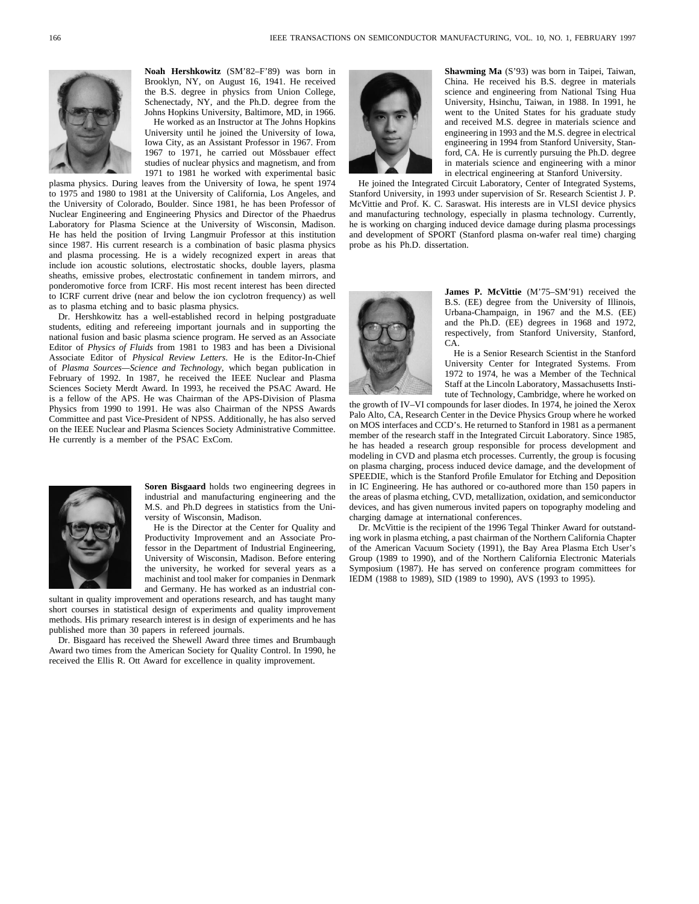**Noah Hershkowitz** (SM'82–F'89) was born in Brooklyn, NY, on August 16, 1941. He received the B.S. degree in physics from Union College, Schenectady, NY, and the Ph.D. degree from the Johns Hopkins University, Baltimore, MD, in 1966.

He worked as an Instructor at The Johns Hopkins University until he joined the University of Iowa, Iowa City, as an Assistant Professor in 1967. From 1967 to 1971, he carried out Mössbauer effect studies of nuclear physics and magnetism, and from 1971 to 1981 he worked with experimental basic plasma physics. During leaves from the University of Iowa, he spent 1974 to 1975 and 1980 to 1981 at the University of California, Los Angeles, and the University of Colorado, Boulder. Since 1981, he has been Professor of Nuclear Engineering and Engineering Physics and Director of the Phaedrus Laboratory for Plasma Science at the University of Wisconsin, Madison. He has held the position of Irving Langmuir Professor at this institution since 1987. His current research is a combination of basic plasma physics and plasma processing. He is a widely recognized expert in areas that include ion acoustic solutions, electrostatic shocks, double layers, plasma sheaths, emissive probes, electrostatic confinement in tandem mirrors, and ponderomotive force from ICRF. His most recent interest has been directed to ICRF current drive (near and below the ion cyclotron frequency) as well as to plasma etching and to basic plasma physics.

Dr. Hershkowitz has a well-established record in helping postgraduate students, editing and refereeing important journals and in supporting the national fusion and basic plasma science program. He served as an Associate Editor of *Physics of Fluids* from 1981 to 1983 and has been a Divisional Associate Editor of *Physical Review Letters*. He is the Editor-In-Chief of *Plasma Sources—Science and Technology*, which began publication in February of 1992. In 1987, he received the IEEE Nuclear and Plasma Sciences Society Merdt Award. In 1993, he received the PSAC Award. He is a fellow of the APS. He was Chairman of the APS-Division of Plasma Physics from 1990 to 1991. He was also Chairman of the NPSS Awards Committee and past Vice-President of NPSS. Additionally, he has also served on the IEEE Nuclear and Plasma Sciences Society Administrative Committee. He currently is a member of the PSAC ExCom.

**Soren Bisgaard** holds two engineering degrees in industrial and manufacturing engineering and the M.S. and Ph.D degrees in statistics from the University of Wisconsin, Madison.

He is the Director at the Center for Quality and Productivity Improvement and an Associate Professor in the Department of Industrial Engineering, University of Wisconsin, Madison. Before entering the university, he worked for several years as a machinist and tool maker for companies in Denmark and Germany. He has worked as an industrial consultant in quality improvement and operations research, and has taught many short courses in statistical design of experiments and quality improvement methods. His primary research interest is in design of experiments and he has published more than 30 papers in refereed journals.

Dr. Bisgaard has received the Shewell Award three times and Brumbaugh Award two times from the American Society for Quality Control. In 1990, he received the Ellis R. Ott Award for excellence in quality improvement.

**Shawming Ma** (S'93) was born in Taipei, Taiwan, China. He received his B.S. degree in materials science and engineering from National Tsing Hua University, Hsinchu, Taiwan, in 1988. In 1991, he went to the United States for his graduate study and received M.S. degree in materials science and engineering in 1993 and the M.S. degree in electrical engineering in 1994 from Stanford University, Stanford, CA. He is currently pursuing the Ph.D. degree in materials science and engineering with a minor in electrical engineering at Stanford University.

He joined the Integrated Circuit Laboratory, Center of Integrated Systems, Stanford University, in 1993 under supervision of Sr. Research Scientist J. P. McVittie and Prof. K. C. Saraswat. His interests are in VLSI device physics and manufacturing technology, especially in plasma technology. Currently, he is working on charging induced device damage during plasma processings and development of SPORT (Stanford plasma on-wafer real time) charging probe as his Ph.D. dissertation.

**James P. McVittie** (M'75–SM'91) received the B.S. (EE) degree from the University of Illinois, Urbana-Champaign, in 1967 and the M.S. (EE) and the Ph.D. (EE) degrees in 1968 and 1972, respectively, from Stanford University, Stanford, CA.

He is a Senior Research Scientist in the Stanford University Center for Integrated Systems. From 1972 to 1974, he was a Member of the Technical Staff at the Lincoln Laboratory, Massachusetts Institute of Technology, Cambridge, where he worked on the growth of IV–VI compounds for laser diodes. In 1974, he joined the Xerox Palo Alto, CA, Research Center in the Device Physics Group where he worked on MOS interfaces and CCD's. He returned to Stanford in 1981 as a permanent member of the research staff in the Integrated Circuit Laboratory. Since 1985, he has headed a research group responsible for process development and modeling in CVD and plasma etch processes. Currently, the group is focusing on plasma charging, process induced device damage, and the development of SPEEDIE, which is the Stanford Profile Emulator for Etching and Deposition in IC Engineering. He has authored or co-authored more than 150 papers in the areas of plasma etching, CVD, metallization, oxidation, and semiconductor devices, and has given numerous invited papers on topography modeling and charging damage at international conferences.

Dr. McVittie is the recipient of the 1996 Tegal Thinker Award for outstanding work in plasma etching, a past chairman of the Northern California Chapter of the American Vacuum Society (1991), the Bay Area Plasma Etch User's Group (1989 to 1990), and of the Northern California Electronic Materials Symposium (1987). He has served on conference program committees for IEDM (1988 to 1989), SID (1989 to 1990), AVS (1993 to 1995).